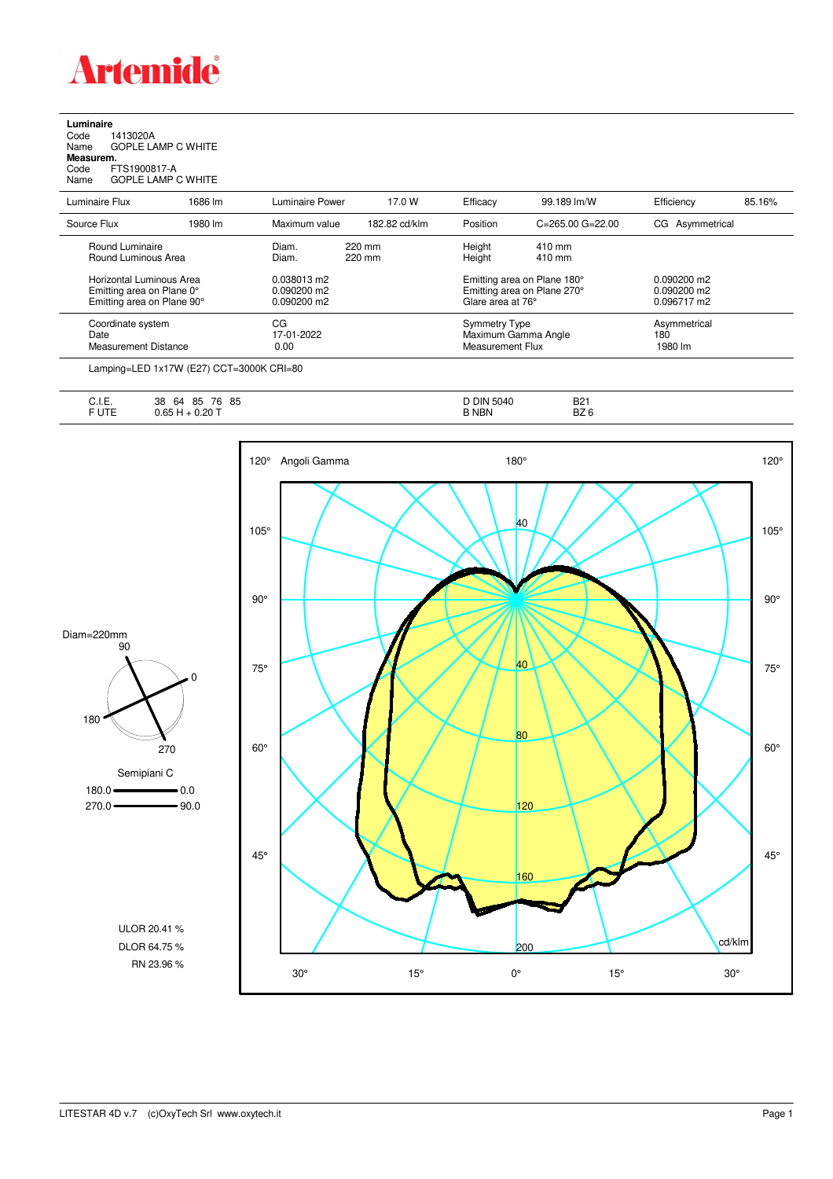# Artemide

**Luminaire**

Code 1413020A
Name GOPLE LAMP C WHITE

**Measurem.**

Code FTS1900817-A
Name GOPLE LAMP C WHITE

| Luminaire Flux | 1686 lm | Luminaire Power | 17.0 W | Efficacy | 99.189 lm/W | Efficiency | 85.16% |
|---|---|---|---|---|---|---|---|
| Source Flux | 1980 lm | Maximum value | 182.82 cd/klm | Position | C=265.00 G=22.00 | CG | Asymmetrical |

| | | | | |
|---|---|---|---|---|
| Round Luminaire | Diam. 220 mm | Height | 410 mm | |
| Round Luminous Area | Diam. 220 mm | Height | 410 mm | |
| Horizontal Luminous Area | 0.038013 m2 | Emitting area on Plane 180° | | 0.090200 m2 |
| Emitting area on Plane 0° | 0.090200 m2 | Emitting area on Plane 270° | | 0.090200 m2 |
| Emitting area on Plane 90° | 0.090200 m2 | Glare area at 76° | | 0.096717 m2 |

| | | | |
|---|---|---|---|
| Coordinate system | CG | Symmetry Type | Asymmetrical |
| Date | 17-01-2022 | Maximum Gamma Angle | 180 |
| Measurement Distance | 0.00 | Measurement Flux | 1980 lm |

Lamping=LED 1x17W (E27) CCT=3000K CRI=80

| | | | |
|---|---|---|---|
| C.I.E. | 38 64 85 76 85 | D DIN 5040 | B21 |
| F UTE | 0.65 H + 0.20 T | B NBN | BZ 6 |

Diam=220mm

Semipiani C

180.0 — 0.0
270.0 — 90.0

ULOR 20.41 %
DLOR 64.75 %
RN 23.96 %

LITESTAR 4D v.7 (c)OxyTech Srl www.oxytech.it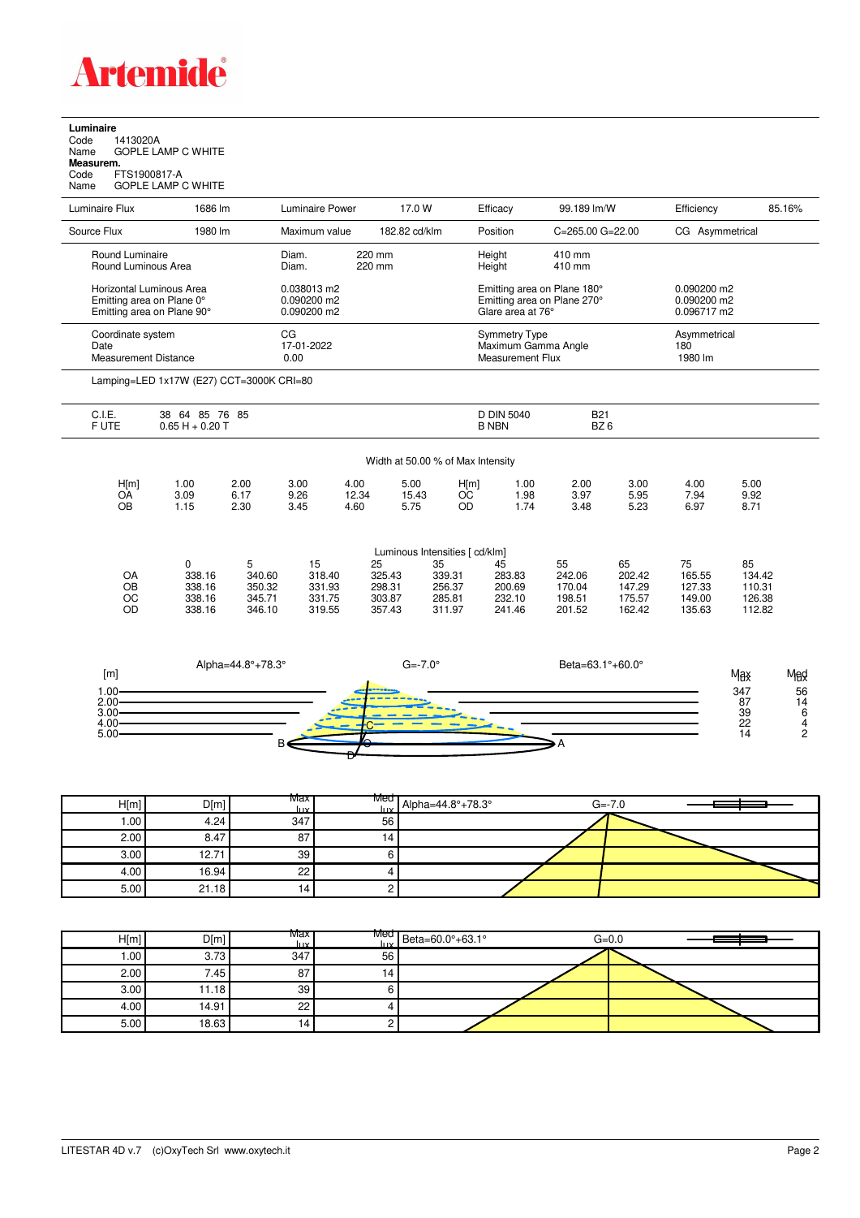Artemide

**Luminaire**
Code 1413020A
Name GOPLE LAMP C WHITE
**Measurem.**
Code FTS1900817-A
Name GOPLE LAMP C WHITE

| | | | | | | | |
|---|---|---|---|---|---|---|---|
| Luminaire Flux | 1686 lm | Luminaire Power | 17.0 W | Efficacy | 99.189 lm/W | Efficiency | 85.16% |
| Source Flux | 1980 lm | Maximum value | 182.82 cd/klm | Position | C=265.00 G=22.00 | CG | Asymmetrical |

| | | | | |
|---|---|---|---|---|
| Round Luminaire | Diam. 220 mm | Height | 410 mm | |
| Round Luminous Area | Diam. 220 mm | Height | 410 mm | |
| Horizontal Luminous Area | 0.038013 m2 | Emitting area on Plane 180° | | 0.090200 m2 |
| Emitting area on Plane 0° | 0.090200 m2 | Emitting area on Plane 270° | | 0.090200 m2 |
| Emitting area on Plane 90° | 0.090200 m2 | Glare area at 76° | | 0.096717 m2 |
| Coordinate system | CG | Symmetry Type | | Asymmetrical |
| Date | 17-01-2022 | Maximum Gamma Angle | | 180 |
| Measurement Distance | 0.00 | Measurement Flux | | 1980 lm |

Lamping=LED 1x17W (E27) CCT=3000K CRI=80

| | | | |
|---|---|---|---|
| C.I.E. | 38 64 85 76 85 | D DIN 5040 | B21 |
| F UTE | 0.65 H + 0.20 T | B NBN | BZ 6 |

Width at 50.00 % of Max Intensity

| H[m] | 1.00 | 2.00 | 3.00 | 4.00 | 5.00 | H[m] | 1.00 | 2.00 | 3.00 | 4.00 | 5.00 |
|---|---|---|---|---|---|---|---|---|---|---|---|
| OA | 3.09 | 6.17 | 9.26 | 12.34 | 15.43 | OC | 1.98 | 3.97 | 5.95 | 7.94 | 9.92 |
| OB | 1.15 | 2.30 | 3.45 | 4.60 | 5.75 | OD | 1.74 | 3.48 | 5.23 | 6.97 | 8.71 |

Luminous Intensities [ cd/klm]

| | 0 | 5 | 15 | 25 | 35 | 45 | 55 | 65 | 75 | 85 |
|---|---|---|---|---|---|---|---|---|---|---|
| OA | 338.16 | 340.60 | 318.40 | 325.43 | 339.31 | 283.83 | 242.06 | 202.42 | 165.55 | 134.42 |
| OB | 338.16 | 350.32 | 331.93 | 298.31 | 256.37 | 200.69 | 170.04 | 147.29 | 127.33 | 110.31 |
| OC | 338.16 | 345.71 | 331.75 | 303.87 | 285.81 | 232.10 | 198.51 | 175.57 | 149.00 | 126.38 |
| OD | 338.16 | 346.10 | 319.55 | 357.43 | 311.97 | 241.46 | 201.52 | 162.42 | 135.63 | 112.82 |

[m]
Alpha=44.8°+78.3°
G=-7.0°
Beta=63.1°+60.0°
Max lux
Med lux
1.00 2.00 3.00 4.00 5.00
347 87 39 22 14
56 14 6 4 2
B C O D A

| H[m] | D[m] | Max lux | Med lux | Alpha=44.8°+78.3° G=-7.0 |
|---|---|---|---|---|
| 1.00 | 4.24 | 347 | 56 | |
| 2.00 | 8.47 | 87 | 14 | |
| 3.00 | 12.71 | 39 | 6 | |
| 4.00 | 16.94 | 22 | 4 | |
| 5.00 | 21.18 | 14 | 2 | |

| H[m] | D[m] | Max lux | Med lux | Beta=60.0°+63.1° G=0.0 |
|---|---|---|---|---|
| 1.00 | 3.73 | 347 | 56 | |
| 2.00 | 7.45 | 87 | 14 | |
| 3.00 | 11.18 | 39 | 6 | |
| 4.00 | 14.91 | 22 | 4 | |
| 5.00 | 18.63 | 14 | 2 | |

LITESTAR 4D v.7 (c)OxyTech Srl www.oxytech.it